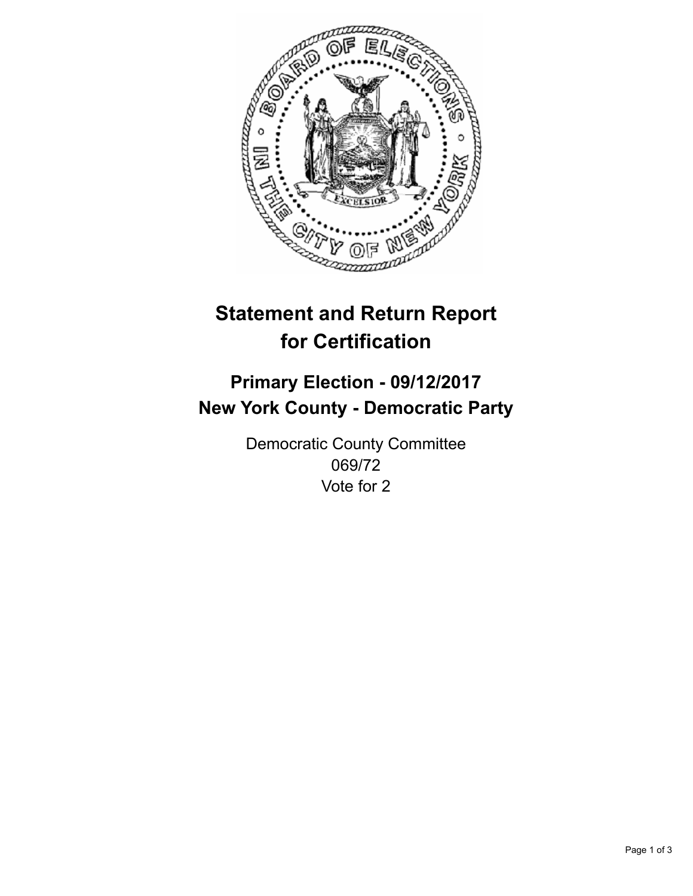# Statement and Return Report for Certification

## Primary Election - 09/12/2017
## New York County - Democratic Party

Democratic County Committee
069/72
Vote for 2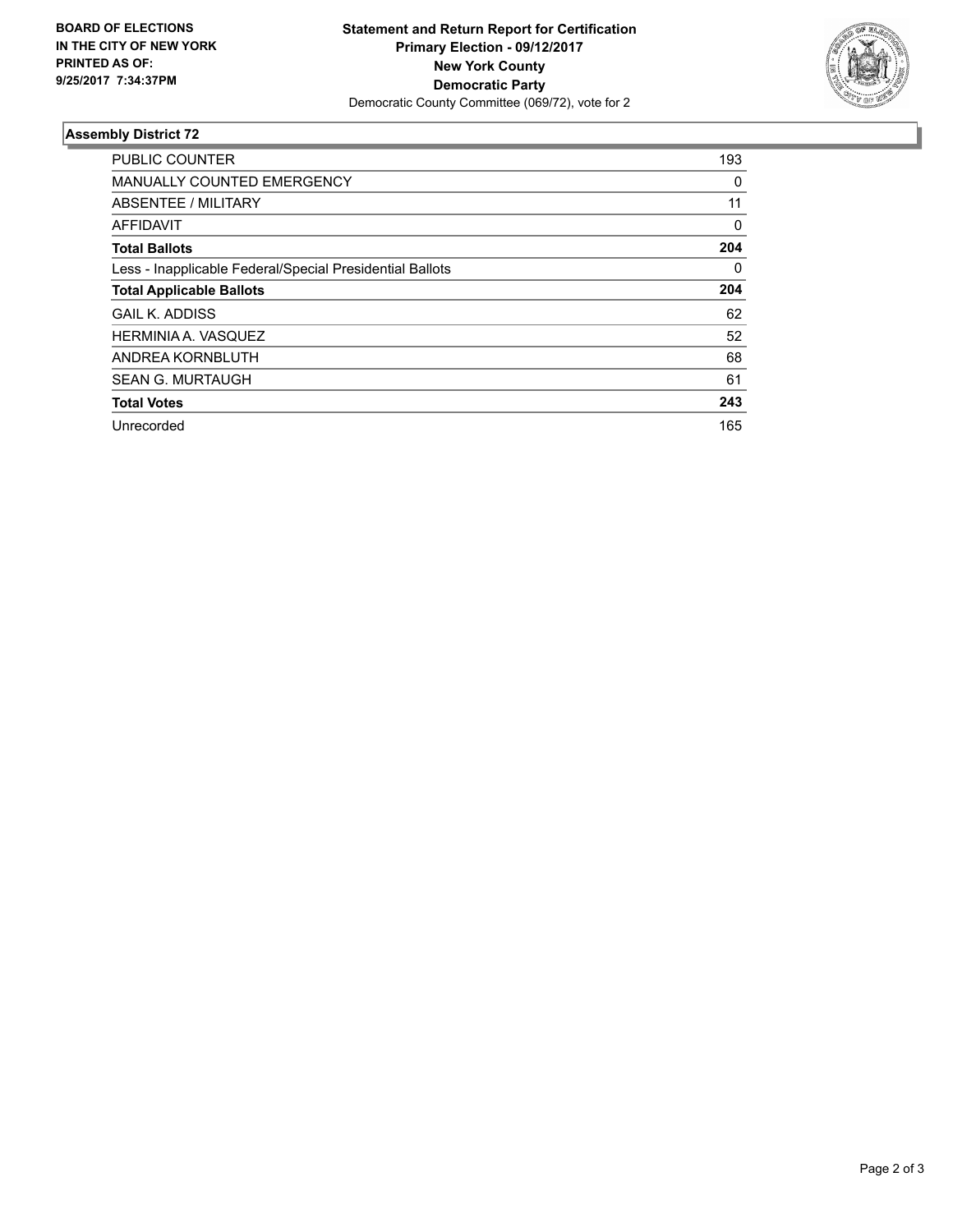**BOARD OF ELECTIONS IN THE CITY OF NEW YORK PRINTED AS OF: 9/25/2017 7:34:37PM**

**Statement and Return Report for Certification**
**Primary Election - 09/12/2017**
**New York County**
**Democratic Party**
Democratic County Committee (069/72), vote for 2

### Assembly District 72

| | |
|---|---|
| PUBLIC COUNTER | 193 |
| MANUALLY COUNTED EMERGENCY | 0 |
| ABSENTEE / MILITARY | 11 |
| AFFIDAVIT | 0 |
| **Total Ballots** | **204** |
| Less - Inapplicable Federal/Special Presidential Ballots | 0 |
| **Total Applicable Ballots** | **204** |
| GAIL K. ADDISS | 62 |
| HERMINIA A. VASQUEZ | 52 |
| ANDREA KORNBLUTH | 68 |
| SEAN G. MURTAUGH | 61 |
| **Total Votes** | **243** |
| Unrecorded | 165 |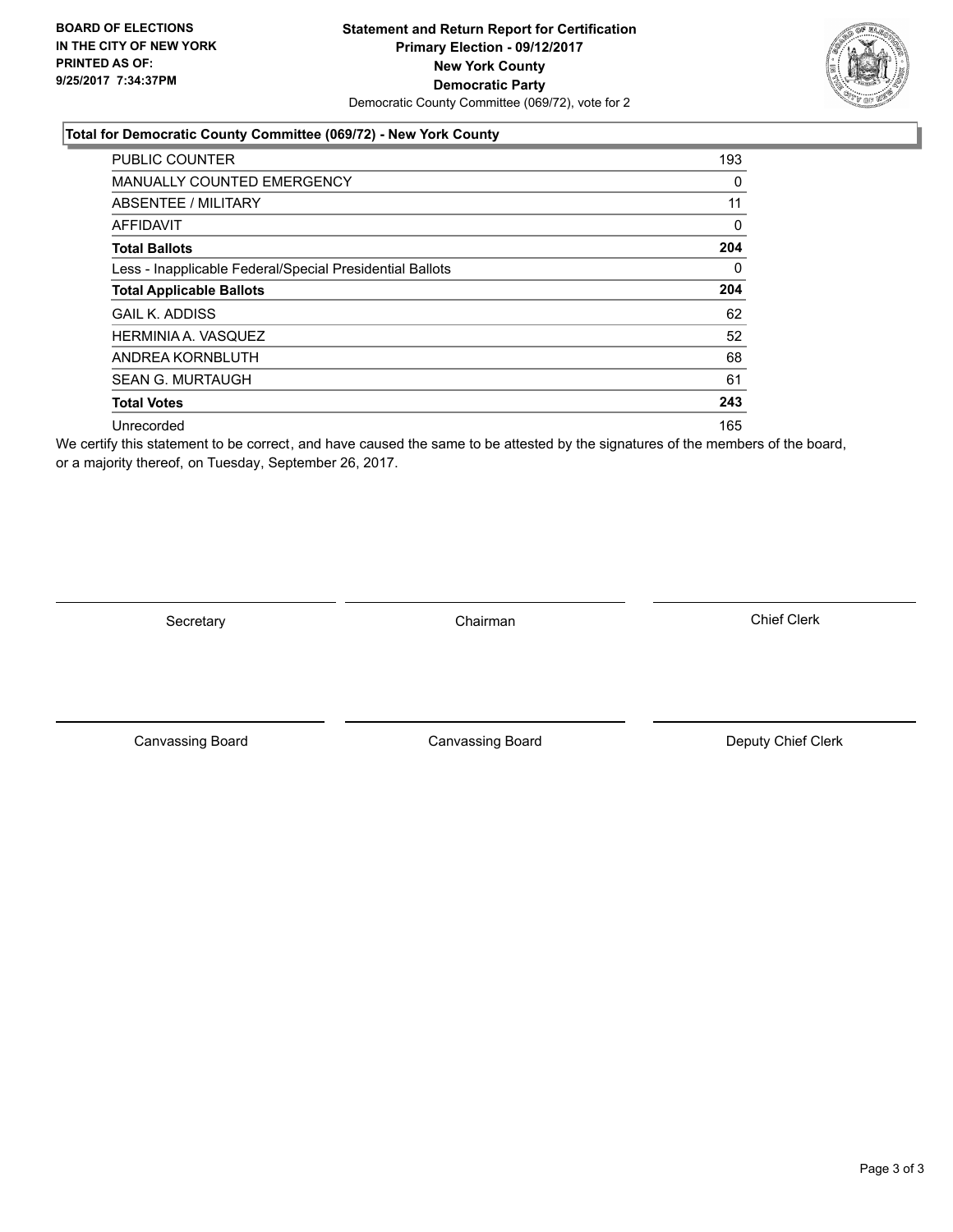**BOARD OF ELECTIONS**
**IN THE CITY OF NEW YORK**
**PRINTED AS OF:**
**9/25/2017 7:34:37PM**

**Statement and Return Report for Certification**
**Primary Election - 09/12/2017**
**New York County**
**Democratic Party**
Democratic County Committee (069/72), vote for 2

### Total for Democratic County Committee (069/72) - New York County

| | |
|---|---|
| PUBLIC COUNTER | 193 |
| MANUALLY COUNTED EMERGENCY | 0 |
| ABSENTEE / MILITARY | 11 |
| AFFIDAVIT | 0 |
| **Total Ballots** | **204** |
| Less - Inapplicable Federal/Special Presidential Ballots | 0 |
| **Total Applicable Ballots** | **204** |
| GAIL K. ADDISS | 62 |
| HERMINIA A. VASQUEZ | 52 |
| ANDREA KORNBLUTH | 68 |
| SEAN G. MURTAUGH | 61 |
| **Total Votes** | **243** |
| Unrecorded | 165 |

We certify this statement to be correct, and have caused the same to be attested by the signatures of the members of the board, or a majority thereof, on Tuesday, September 26, 2017.

Secretary | Chairman | Chief Clerk

Canvassing Board | Canvassing Board | Deputy Chief Clerk